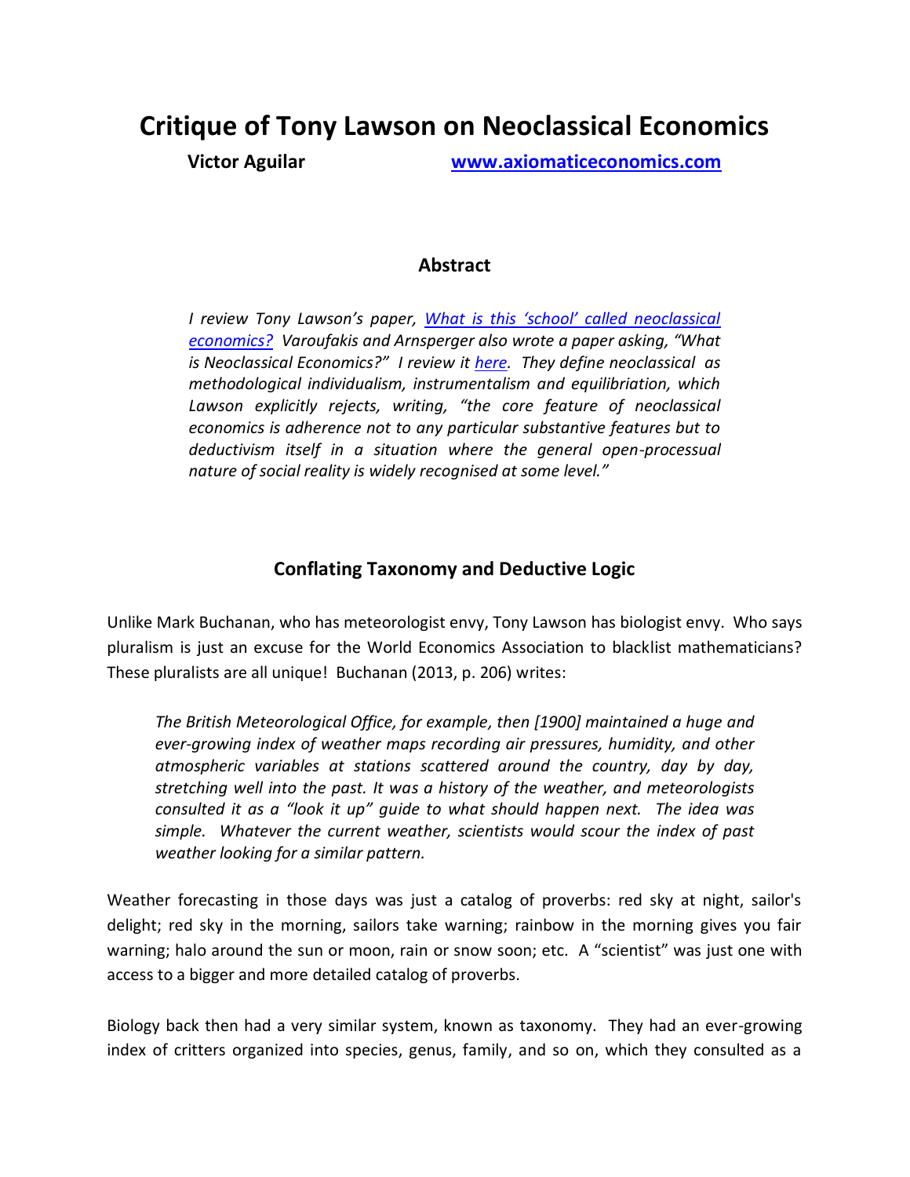# Critique of Tony Lawson on Neoclassical Economics

**Victor Aguilar** **www.axiomaticeconomics.com**

## Abstract

*I review Tony Lawson's paper, What is this 'school' called neoclassical economics? Varoufakis and Arnsperger also wrote a paper asking, "What is Neoclassical Economics?" I review it here. They define neoclassical as methodological individualism, instrumentalism and equilibriation, which Lawson explicitly rejects, writing, "the core feature of neoclassical economics is adherence not to any particular substantive features but to deductivism itself in a situation where the general open-processual nature of social reality is widely recognised at some level."*

## Conflating Taxonomy and Deductive Logic

Unlike Mark Buchanan, who has meteorologist envy, Tony Lawson has biologist envy. Who says pluralism is just an excuse for the World Economics Association to blacklist mathematicians? These pluralists are all unique! Buchanan (2013, p. 206) writes:

> *The British Meteorological Office, for example, then [1900] maintained a huge and ever-growing index of weather maps recording air pressures, humidity, and other atmospheric variables at stations scattered around the country, day by day, stretching well into the past. It was a history of the weather, and meteorologists consulted it as a "look it up" guide to what should happen next. The idea was simple. Whatever the current weather, scientists would scour the index of past weather looking for a similar pattern.*

Weather forecasting in those days was just a catalog of proverbs: red sky at night, sailor's delight; red sky in the morning, sailors take warning; rainbow in the morning gives you fair warning; halo around the sun or moon, rain or snow soon; etc. A "scientist" was just one with access to a bigger and more detailed catalog of proverbs.

Biology back then had a very similar system, known as taxonomy. They had an ever-growing index of critters organized into species, genus, family, and so on, which they consulted as a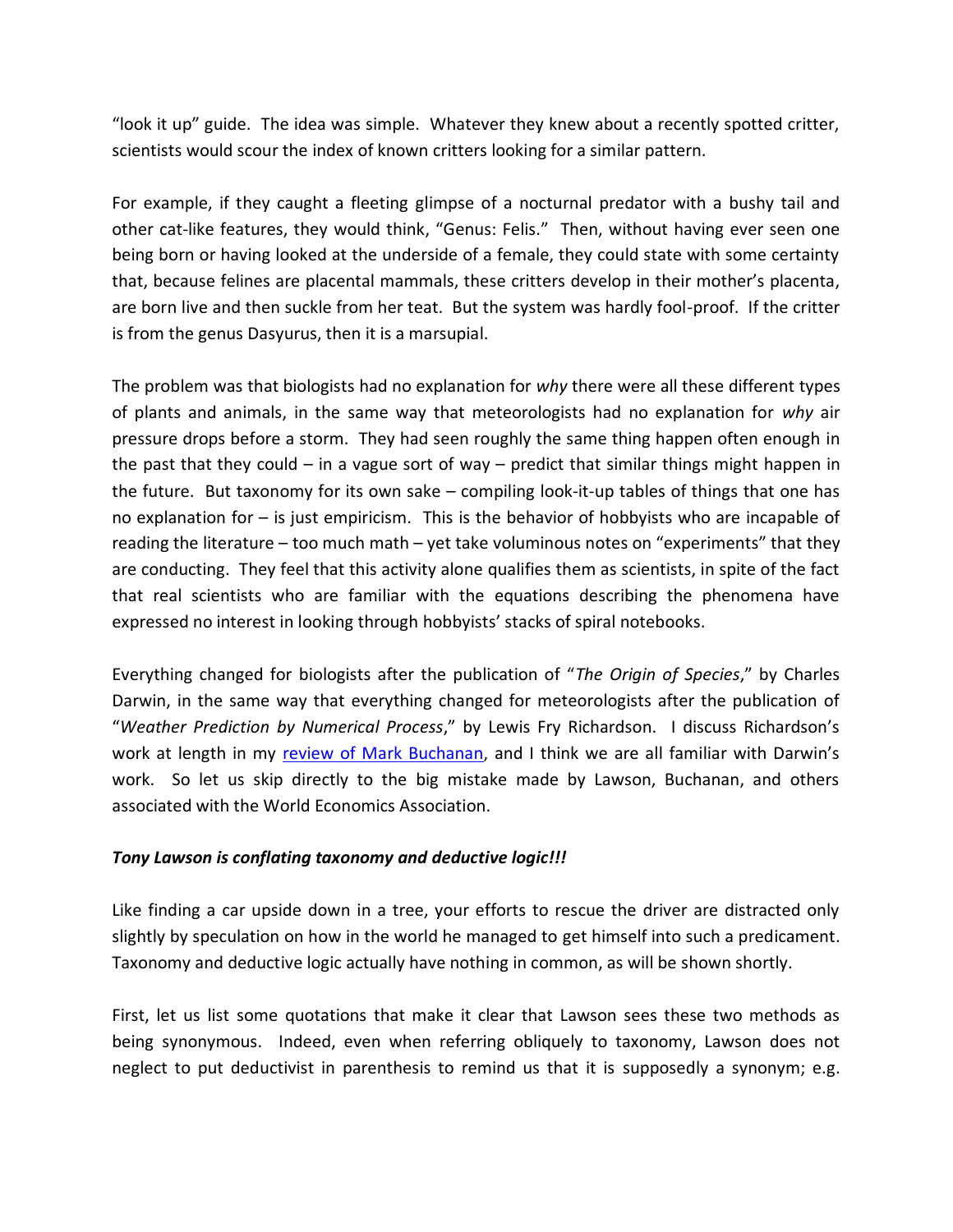"look it up" guide. The idea was simple. Whatever they knew about a recently spotted critter, scientists would scour the index of known critters looking for a similar pattern.

For example, if they caught a fleeting glimpse of a nocturnal predator with a bushy tail and other cat-like features, they would think, "Genus: Felis." Then, without having ever seen one being born or having looked at the underside of a female, they could state with some certainty that, because felines are placental mammals, these critters develop in their mother's placenta, are born live and then suckle from her teat. But the system was hardly fool-proof. If the critter is from the genus Dasyurus, then it is a marsupial.

The problem was that biologists had no explanation for *why* there were all these different types of plants and animals, in the same way that meteorologists had no explanation for *why* air pressure drops before a storm. They had seen roughly the same thing happen often enough in the past that they could – in a vague sort of way – predict that similar things might happen in the future. But taxonomy for its own sake – compiling look-it-up tables of things that one has no explanation for – is just empiricism. This is the behavior of hobbyists who are incapable of reading the literature – too much math – yet take voluminous notes on "experiments" that they are conducting. They feel that this activity alone qualifies them as scientists, in spite of the fact that real scientists who are familiar with the equations describing the phenomena have expressed no interest in looking through hobbyists' stacks of spiral notebooks.

Everything changed for biologists after the publication of "*The Origin of Species*," by Charles Darwin, in the same way that everything changed for meteorologists after the publication of "*Weather Prediction by Numerical Process*," by Lewis Fry Richardson. I discuss Richardson's work at length in my review of Mark Buchanan, and I think we are all familiar with Darwin's work. So let us skip directly to the big mistake made by Lawson, Buchanan, and others associated with the World Economics Association.

***Tony Lawson is conflating taxonomy and deductive logic!!!***

Like finding a car upside down in a tree, your efforts to rescue the driver are distracted only slightly by speculation on how in the world he managed to get himself into such a predicament. Taxonomy and deductive logic actually have nothing in common, as will be shown shortly.

First, let us list some quotations that make it clear that Lawson sees these two methods as being synonymous. Indeed, even when referring obliquely to taxonomy, Lawson does not neglect to put deductivist in parenthesis to remind us that it is supposedly a synonym; e.g.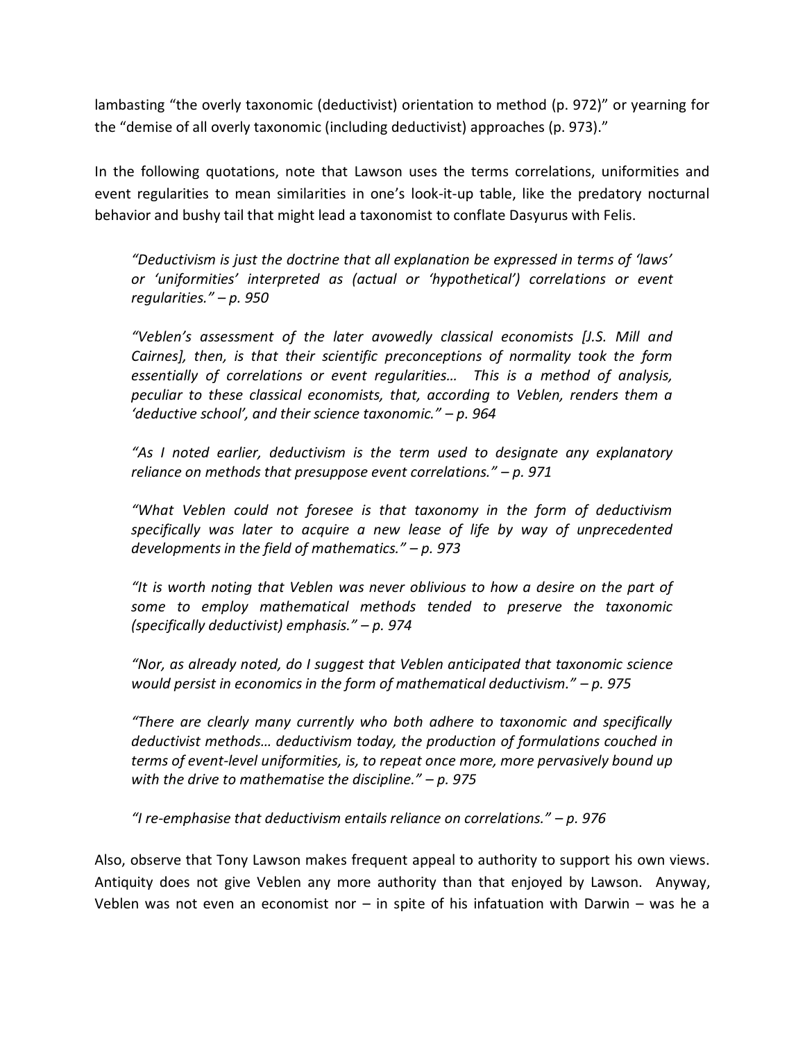lambasting "the overly taxonomic (deductivist) orientation to method (p. 972)" or yearning for the "demise of all overly taxonomic (including deductivist) approaches (p. 973)."

In the following quotations, note that Lawson uses the terms correlations, uniformities and event regularities to mean similarities in one's look-it-up table, like the predatory nocturnal behavior and bushy tail that might lead a taxonomist to conflate Dasyurus with Felis.

> *"Deductivism is just the doctrine that all explanation be expressed in terms of 'laws' or 'uniformities' interpreted as (actual or 'hypothetical') correlations or event regularities." – p. 950*

> *"Veblen's assessment of the later avowedly classical economists [J.S. Mill and Cairnes], then, is that their scientific preconceptions of normality took the form essentially of correlations or event regularities… This is a method of analysis, peculiar to these classical economists, that, according to Veblen, renders them a 'deductive school', and their science taxonomic." – p. 964*

> *"As I noted earlier, deductivism is the term used to designate any explanatory reliance on methods that presuppose event correlations." – p. 971*

> *"What Veblen could not foresee is that taxonomy in the form of deductivism specifically was later to acquire a new lease of life by way of unprecedented developments in the field of mathematics." – p. 973*

> *"It is worth noting that Veblen was never oblivious to how a desire on the part of some to employ mathematical methods tended to preserve the taxonomic (specifically deductivist) emphasis." – p. 974*

> *"Nor, as already noted, do I suggest that Veblen anticipated that taxonomic science would persist in economics in the form of mathematical deductivism." – p. 975*

> *"There are clearly many currently who both adhere to taxonomic and specifically deductivist methods… deductivism today, the production of formulations couched in terms of event-level uniformities, is, to repeat once more, more pervasively bound up with the drive to mathematise the discipline." – p. 975*

> *"I re-emphasise that deductivism entails reliance on correlations." – p. 976*

Also, observe that Tony Lawson makes frequent appeal to authority to support his own views. Antiquity does not give Veblen any more authority than that enjoyed by Lawson. Anyway, Veblen was not even an economist nor – in spite of his infatuation with Darwin – was he a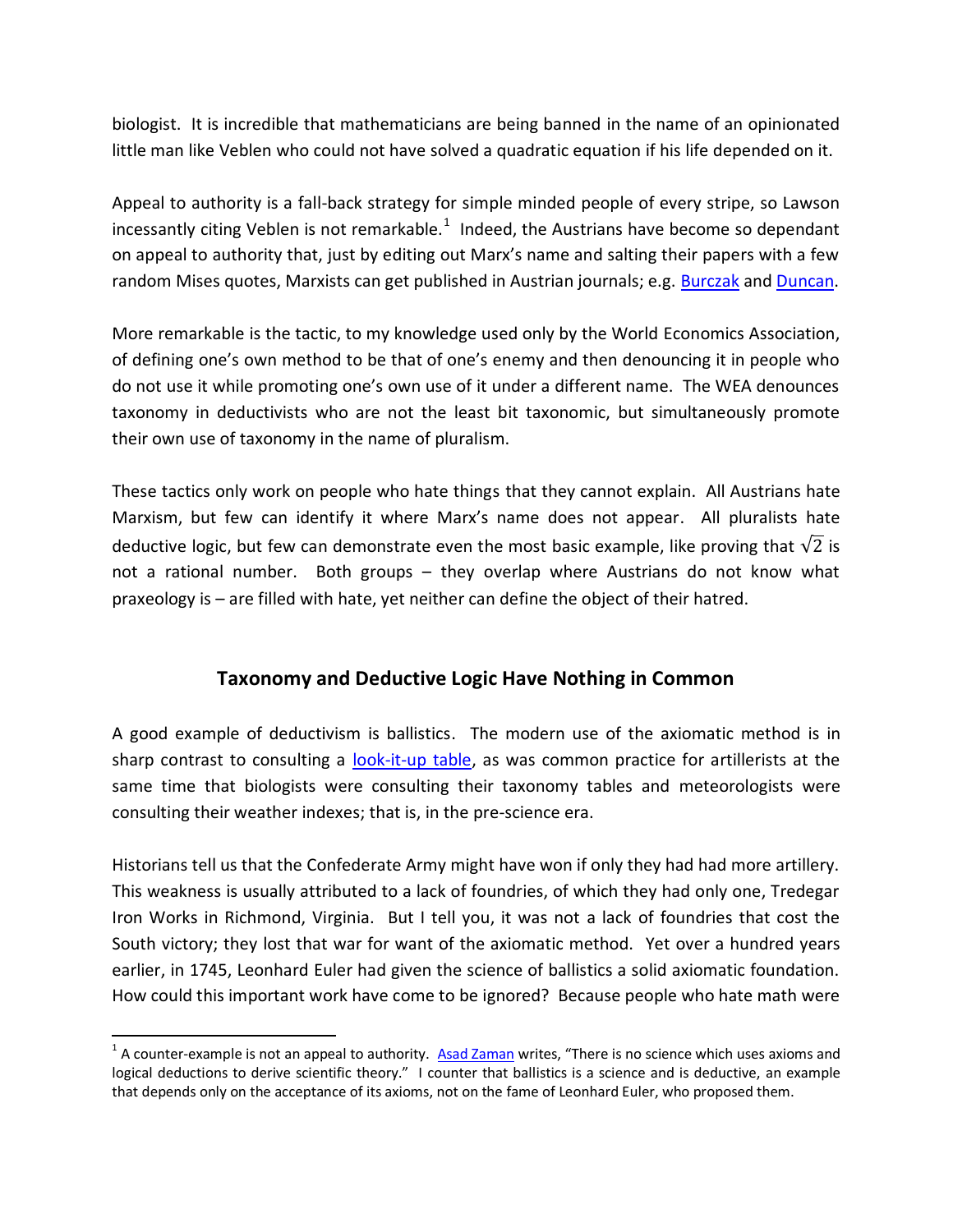biologist. It is incredible that mathematicians are being banned in the name of an opinionated little man like Veblen who could not have solved a quadratic equation if his life depended on it.

Appeal to authority is a fall-back strategy for simple minded people of every stripe, so Lawson incessantly citing Veblen is not remarkable.[1] Indeed, the Austrians have become so dependant on appeal to authority that, just by editing out Marx's name and salting their papers with a few random Mises quotes, Marxists can get published in Austrian journals; e.g. Burczak and Duncan.

More remarkable is the tactic, to my knowledge used only by the World Economics Association, of defining one's own method to be that of one's enemy and then denouncing it in people who do not use it while promoting one's own use of it under a different name. The WEA denounces taxonomy in deductivists who are not the least bit taxonomic, but simultaneously promote their own use of taxonomy in the name of pluralism.

These tactics only work on people who hate things that they cannot explain. All Austrians hate Marxism, but few can identify it where Marx's name does not appear. All pluralists hate deductive logic, but few can demonstrate even the most basic example, like proving that $\sqrt{2}$ is not a rational number. Both groups – they overlap where Austrians do not know what praxeology is – are filled with hate, yet neither can define the object of their hatred.

## Taxonomy and Deductive Logic Have Nothing in Common

A good example of deductivism is ballistics. The modern use of the axiomatic method is in sharp contrast to consulting a look-it-up table, as was common practice for artillerists at the same time that biologists were consulting their taxonomy tables and meteorologists were consulting their weather indexes; that is, in the pre-science era.

Historians tell us that the Confederate Army might have won if only they had had more artillery. This weakness is usually attributed to a lack of foundries, of which they had only one, Tredegar Iron Works in Richmond, Virginia. But I tell you, it was not a lack of foundries that cost the South victory; they lost that war for want of the axiomatic method. Yet over a hundred years earlier, in 1745, Leonhard Euler had given the science of ballistics a solid axiomatic foundation. How could this important work have come to be ignored? Because people who hate math were

---

[1] A counter-example is not an appeal to authority. Asad Zaman writes, "There is no science which uses axioms and logical deductions to derive scientific theory." I counter that ballistics is a science and is deductive, an example that depends only on the acceptance of its axioms, not on the fame of Leonhard Euler, who proposed them.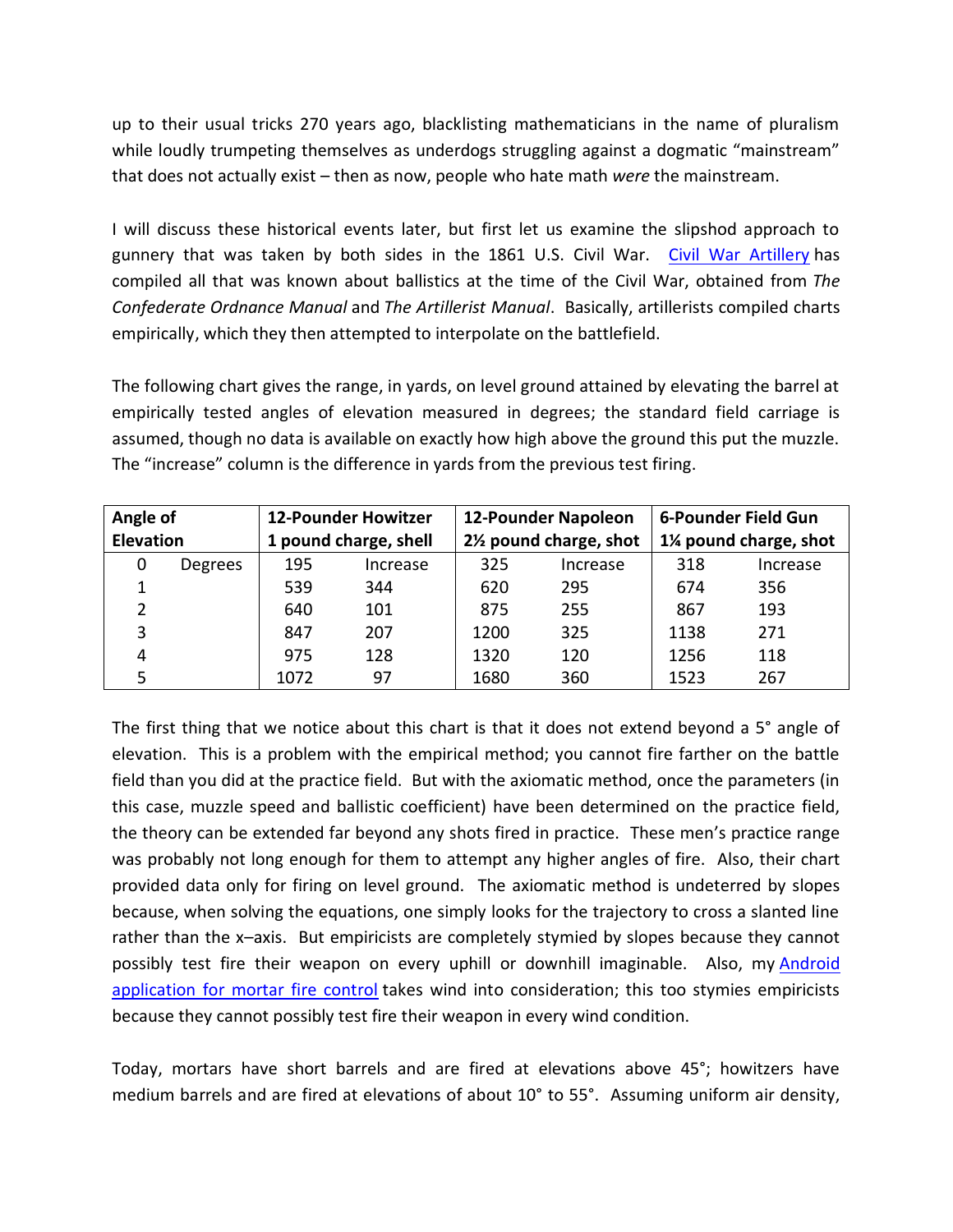up to their usual tricks 270 years ago, blacklisting mathematicians in the name of pluralism while loudly trumpeting themselves as underdogs struggling against a dogmatic "mainstream" that does not actually exist – then as now, people who hate math *were* the mainstream.

I will discuss these historical events later, but first let us examine the slipshod approach to gunnery that was taken by both sides in the 1861 U.S. Civil War. Civil War Artillery has compiled all that was known about ballistics at the time of the Civil War, obtained from *The Confederate Ordnance Manual* and *The Artillerist Manual*. Basically, artillerists compiled charts empirically, which they then attempted to interpolate on the battlefield.

The following chart gives the range, in yards, on level ground attained by elevating the barrel at empirically tested angles of elevation measured in degrees; the standard field carriage is assumed, though no data is available on exactly how high above the ground this put the muzzle. The "increase" column is the difference in yards from the previous test firing.

| **Angle of Elevation** | | **12-Pounder Howitzer 1 pound charge, shell** | | **12-Pounder Napoleon 2½ pound charge, shot** | | **6-Pounder Field Gun 1¼ pound charge, shot** | |
|---|---|---|---|---|---|---|---|
| 0 | Degrees | 195 | Increase | 325 | Increase | 318 | Increase |
| 1 | | 539 | 344 | 620 | 295 | 674 | 356 |
| 2 | | 640 | 101 | 875 | 255 | 867 | 193 |
| 3 | | 847 | 207 | 1200 | 325 | 1138 | 271 |
| 4 | | 975 | 128 | 1320 | 120 | 1256 | 118 |
| 5 | | 1072 | 97 | 1680 | 360 | 1523 | 267 |

The first thing that we notice about this chart is that it does not extend beyond a 5° angle of elevation. This is a problem with the empirical method; you cannot fire farther on the battle field than you did at the practice field. But with the axiomatic method, once the parameters (in this case, muzzle speed and ballistic coefficient) have been determined on the practice field, the theory can be extended far beyond any shots fired in practice. These men's practice range was probably not long enough for them to attempt any higher angles of fire. Also, their chart provided data only for firing on level ground. The axiomatic method is undeterred by slopes because, when solving the equations, one simply looks for the trajectory to cross a slanted line rather than the x–axis. But empiricists are completely stymied by slopes because they cannot possibly test fire their weapon on every uphill or downhill imaginable. Also, my Android application for mortar fire control takes wind into consideration; this too stymies empiricists because they cannot possibly test fire their weapon in every wind condition.

Today, mortars have short barrels and are fired at elevations above 45°; howitzers have medium barrels and are fired at elevations of about 10° to 55°. Assuming uniform air density,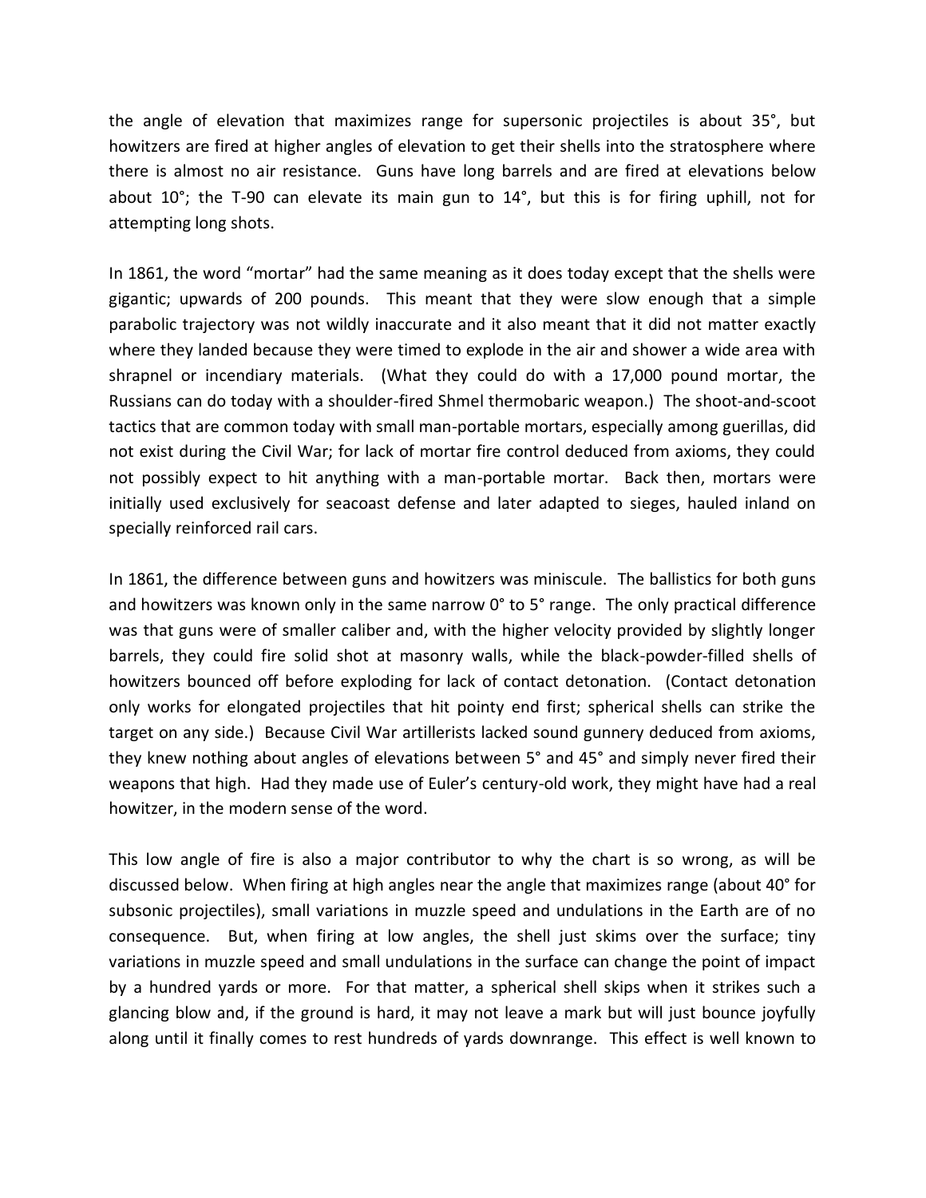the angle of elevation that maximizes range for supersonic projectiles is about 35°, but howitzers are fired at higher angles of elevation to get their shells into the stratosphere where there is almost no air resistance. Guns have long barrels and are fired at elevations below about 10°; the T-90 can elevate its main gun to 14°, but this is for firing uphill, not for attempting long shots.

In 1861, the word "mortar" had the same meaning as it does today except that the shells were gigantic; upwards of 200 pounds. This meant that they were slow enough that a simple parabolic trajectory was not wildly inaccurate and it also meant that it did not matter exactly where they landed because they were timed to explode in the air and shower a wide area with shrapnel or incendiary materials. (What they could do with a 17,000 pound mortar, the Russians can do today with a shoulder-fired Shmel thermobaric weapon.) The shoot-and-scoot tactics that are common today with small man-portable mortars, especially among guerillas, did not exist during the Civil War; for lack of mortar fire control deduced from axioms, they could not possibly expect to hit anything with a man-portable mortar. Back then, mortars were initially used exclusively for seacoast defense and later adapted to sieges, hauled inland on specially reinforced rail cars.

In 1861, the difference between guns and howitzers was miniscule. The ballistics for both guns and howitzers was known only in the same narrow 0° to 5° range. The only practical difference was that guns were of smaller caliber and, with the higher velocity provided by slightly longer barrels, they could fire solid shot at masonry walls, while the black-powder-filled shells of howitzers bounced off before exploding for lack of contact detonation. (Contact detonation only works for elongated projectiles that hit pointy end first; spherical shells can strike the target on any side.) Because Civil War artillerists lacked sound gunnery deduced from axioms, they knew nothing about angles of elevations between 5° and 45° and simply never fired their weapons that high. Had they made use of Euler's century-old work, they might have had a real howitzer, in the modern sense of the word.

This low angle of fire is also a major contributor to why the chart is so wrong, as will be discussed below. When firing at high angles near the angle that maximizes range (about 40° for subsonic projectiles), small variations in muzzle speed and undulations in the Earth are of no consequence. But, when firing at low angles, the shell just skims over the surface; tiny variations in muzzle speed and small undulations in the surface can change the point of impact by a hundred yards or more. For that matter, a spherical shell skips when it strikes such a glancing blow and, if the ground is hard, it may not leave a mark but will just bounce joyfully along until it finally comes to rest hundreds of yards downrange. This effect is well known to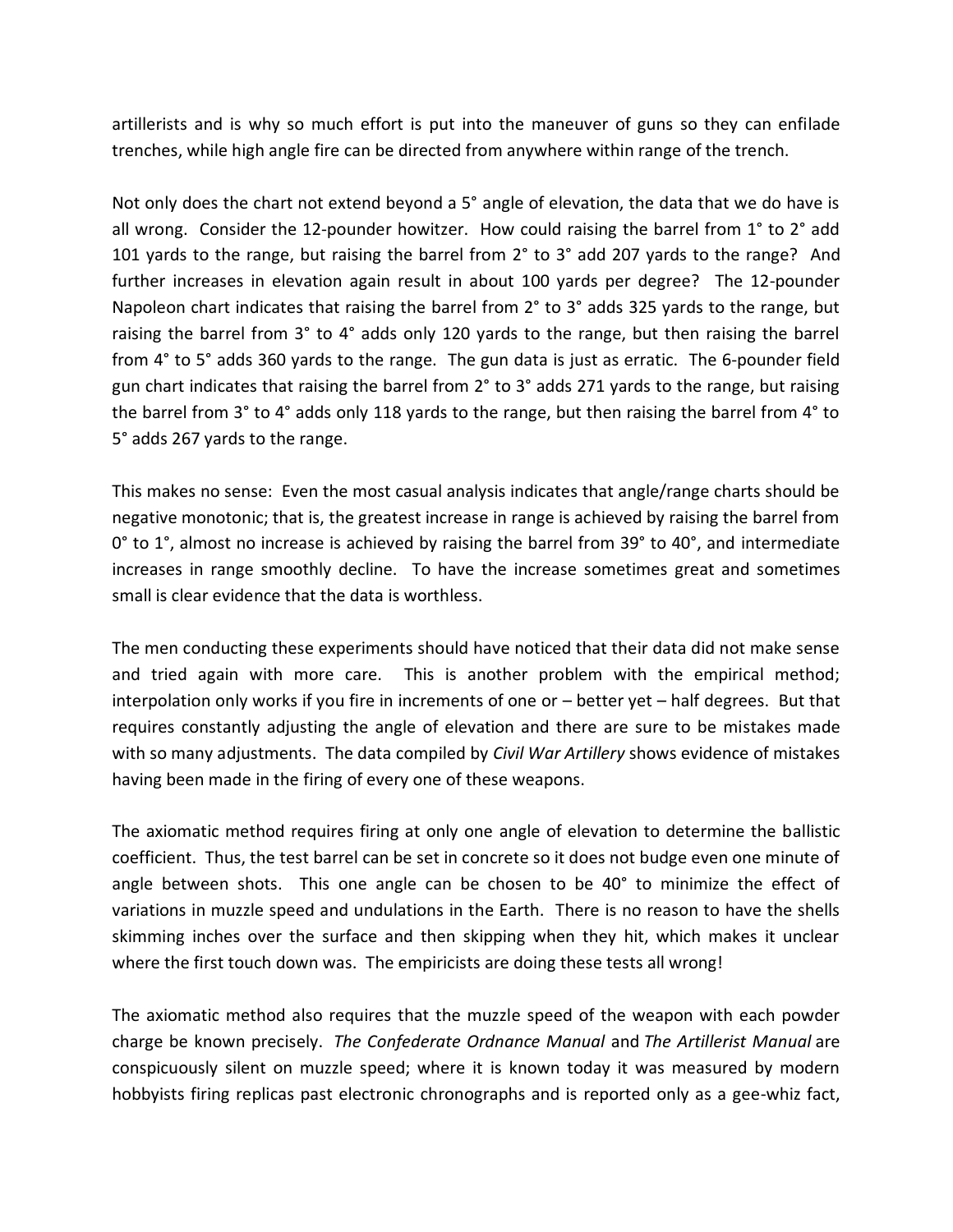artillerists and is why so much effort is put into the maneuver of guns so they can enfilade trenches, while high angle fire can be directed from anywhere within range of the trench.

Not only does the chart not extend beyond a 5° angle of elevation, the data that we do have is all wrong. Consider the 12-pounder howitzer. How could raising the barrel from 1° to 2° add 101 yards to the range, but raising the barrel from 2° to 3° add 207 yards to the range? And further increases in elevation again result in about 100 yards per degree? The 12-pounder Napoleon chart indicates that raising the barrel from 2° to 3° adds 325 yards to the range, but raising the barrel from 3° to 4° adds only 120 yards to the range, but then raising the barrel from 4° to 5° adds 360 yards to the range. The gun data is just as erratic. The 6-pounder field gun chart indicates that raising the barrel from 2° to 3° adds 271 yards to the range, but raising the barrel from 3° to 4° adds only 118 yards to the range, but then raising the barrel from 4° to 5° adds 267 yards to the range.

This makes no sense: Even the most casual analysis indicates that angle/range charts should be negative monotonic; that is, the greatest increase in range is achieved by raising the barrel from 0° to 1°, almost no increase is achieved by raising the barrel from 39° to 40°, and intermediate increases in range smoothly decline. To have the increase sometimes great and sometimes small is clear evidence that the data is worthless.

The men conducting these experiments should have noticed that their data did not make sense and tried again with more care. This is another problem with the empirical method; interpolation only works if you fire in increments of one or – better yet – half degrees. But that requires constantly adjusting the angle of elevation and there are sure to be mistakes made with so many adjustments. The data compiled by *Civil War Artillery* shows evidence of mistakes having been made in the firing of every one of these weapons.

The axiomatic method requires firing at only one angle of elevation to determine the ballistic coefficient. Thus, the test barrel can be set in concrete so it does not budge even one minute of angle between shots. This one angle can be chosen to be 40° to minimize the effect of variations in muzzle speed and undulations in the Earth. There is no reason to have the shells skimming inches over the surface and then skipping when they hit, which makes it unclear where the first touch down was. The empiricists are doing these tests all wrong!

The axiomatic method also requires that the muzzle speed of the weapon with each powder charge be known precisely. *The Confederate Ordnance Manual* and *The Artillerist Manual* are conspicuously silent on muzzle speed; where it is known today it was measured by modern hobbyists firing replicas past electronic chronographs and is reported only as a gee-whiz fact,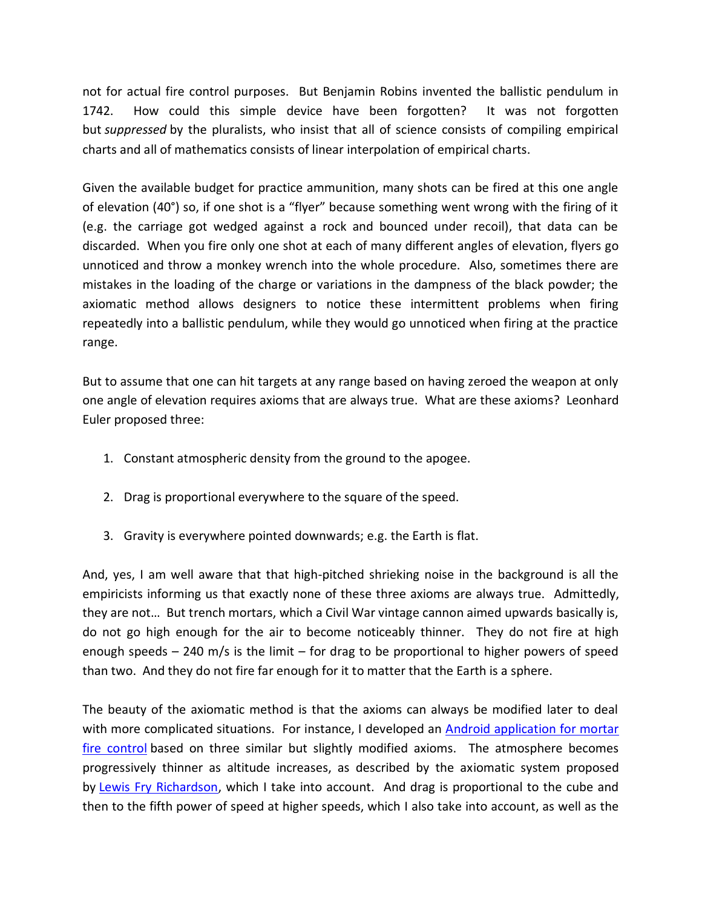not for actual fire control purposes. But Benjamin Robins invented the ballistic pendulum in 1742. How could this simple device have been forgotten? It was not forgotten but *suppressed* by the pluralists, who insist that all of science consists of compiling empirical charts and all of mathematics consists of linear interpolation of empirical charts.

Given the available budget for practice ammunition, many shots can be fired at this one angle of elevation (40°) so, if one shot is a "flyer" because something went wrong with the firing of it (e.g. the carriage got wedged against a rock and bounced under recoil), that data can be discarded. When you fire only one shot at each of many different angles of elevation, flyers go unnoticed and throw a monkey wrench into the whole procedure. Also, sometimes there are mistakes in the loading of the charge or variations in the dampness of the black powder; the axiomatic method allows designers to notice these intermittent problems when firing repeatedly into a ballistic pendulum, while they would go unnoticed when firing at the practice range.

But to assume that one can hit targets at any range based on having zeroed the weapon at only one angle of elevation requires axioms that are always true. What are these axioms? Leonhard Euler proposed three:

1. Constant atmospheric density from the ground to the apogee.

2. Drag is proportional everywhere to the square of the speed.

3. Gravity is everywhere pointed downwards; e.g. the Earth is flat.

And, yes, I am well aware that that high-pitched shrieking noise in the background is all the empiricists informing us that exactly none of these three axioms are always true. Admittedly, they are not… But trench mortars, which a Civil War vintage cannon aimed upwards basically is, do not go high enough for the air to become noticeably thinner. They do not fire at high enough speeds – 240 m/s is the limit – for drag to be proportional to higher powers of speed than two. And they do not fire far enough for it to matter that the Earth is a sphere.

The beauty of the axiomatic method is that the axioms can always be modified later to deal with more complicated situations. For instance, I developed an Android application for mortar fire control based on three similar but slightly modified axioms. The atmosphere becomes progressively thinner as altitude increases, as described by the axiomatic system proposed by Lewis Fry Richardson, which I take into account. And drag is proportional to the cube and then to the fifth power of speed at higher speeds, which I also take into account, as well as the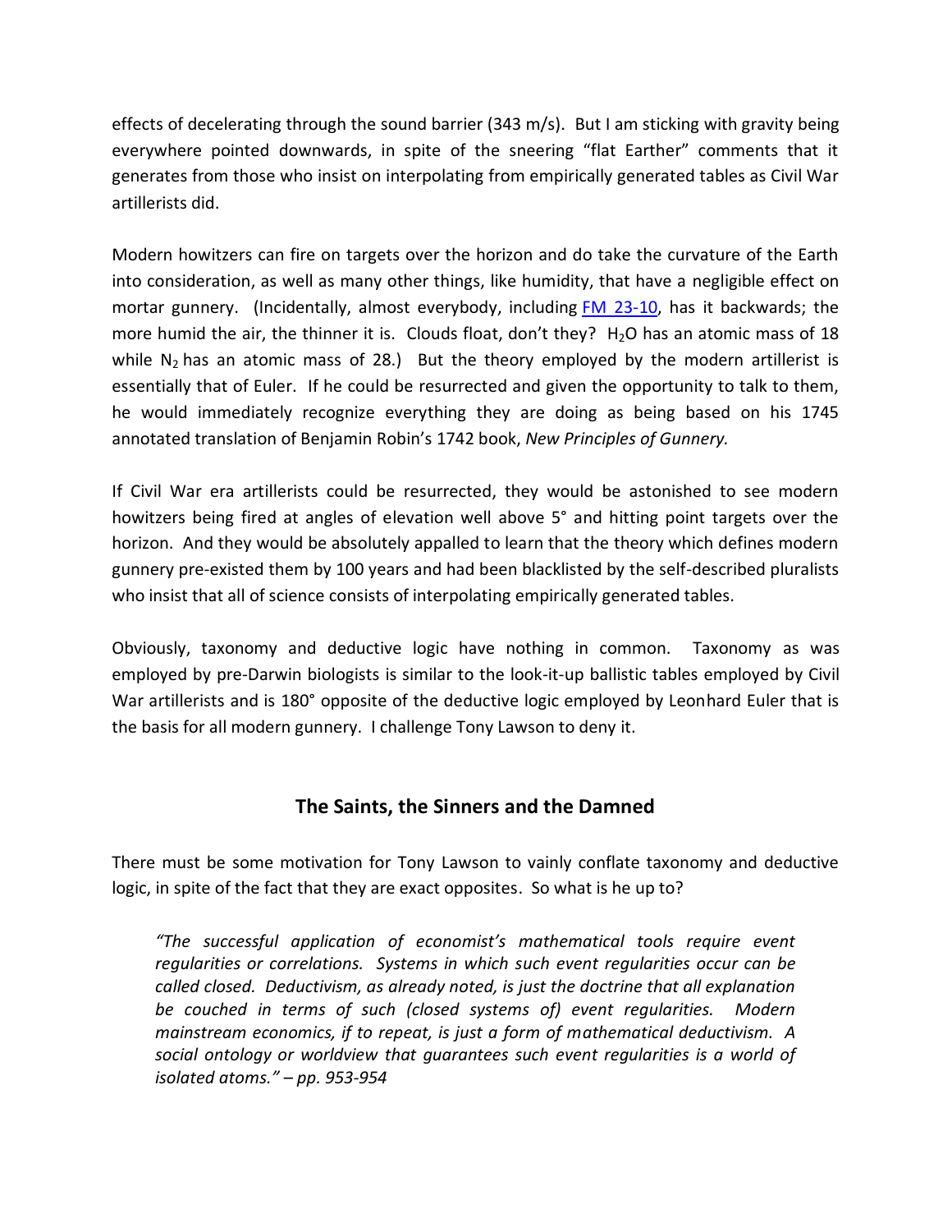effects of decelerating through the sound barrier (343 m/s). But I am sticking with gravity being everywhere pointed downwards, in spite of the sneering "flat Earther" comments that it generates from those who insist on interpolating from empirically generated tables as Civil War artillerists did.

Modern howitzers can fire on targets over the horizon and do take the curvature of the Earth into consideration, as well as many other things, like humidity, that have a negligible effect on mortar gunnery. (Incidentally, almost everybody, including FM 23-10, has it backwards; the more humid the air, the thinner it is. Clouds float, don't they? $H_2O$ has an atomic mass of 18 while $N_2$ has an atomic mass of 28.) But the theory employed by the modern artillerist is essentially that of Euler. If he could be resurrected and given the opportunity to talk to them, he would immediately recognize everything they are doing as being based on his 1745 annotated translation of Benjamin Robin's 1742 book, *New Principles of Gunnery.*

If Civil War era artillerists could be resurrected, they would be astonished to see modern howitzers being fired at angles of elevation well above 5° and hitting point targets over the horizon. And they would be absolutely appalled to learn that the theory which defines modern gunnery pre-existed them by 100 years and had been blacklisted by the self-described pluralists who insist that all of science consists of interpolating empirically generated tables.

Obviously, taxonomy and deductive logic have nothing in common. Taxonomy as was employed by pre-Darwin biologists is similar to the look-it-up ballistic tables employed by Civil War artillerists and is 180° opposite of the deductive logic employed by Leonhard Euler that is the basis for all modern gunnery. I challenge Tony Lawson to deny it.

## The Saints, the Sinners and the Damned

There must be some motivation for Tony Lawson to vainly conflate taxonomy and deductive logic, in spite of the fact that they are exact opposites. So what is he up to?

> *"The successful application of economist's mathematical tools require event regularities or correlations. Systems in which such event regularities occur can be called closed. Deductivism, as already noted, is just the doctrine that all explanation be couched in terms of such (closed systems of) event regularities. Modern mainstream economics, if to repeat, is just a form of mathematical deductivism. A social ontology or worldview that guarantees such event regularities is a world of isolated atoms." – pp. 953-954*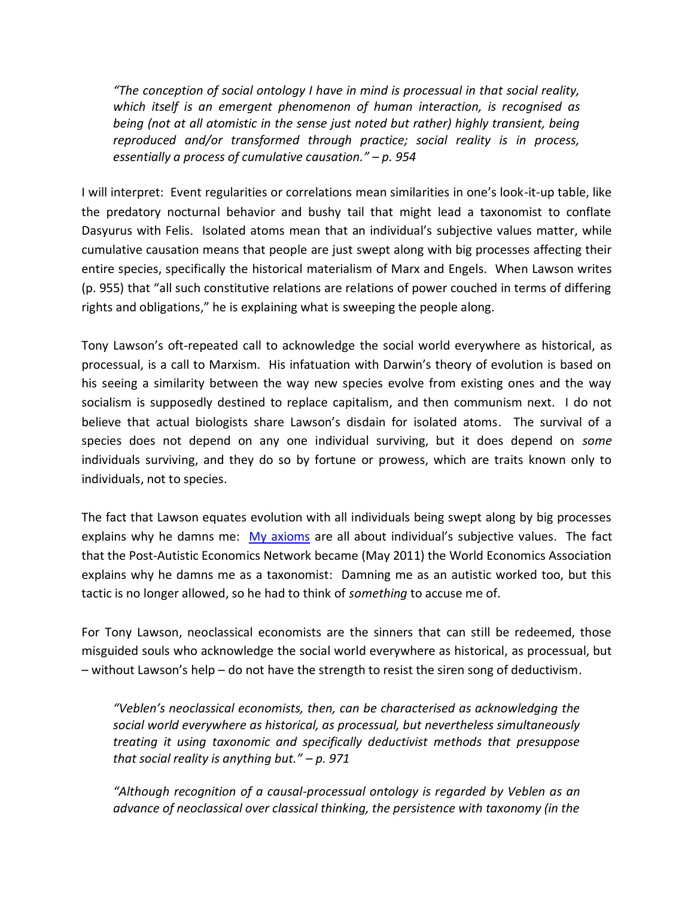*"The conception of social ontology I have in mind is processual in that social reality, which itself is an emergent phenomenon of human interaction, is recognised as being (not at all atomistic in the sense just noted but rather) highly transient, being reproduced and/or transformed through practice; social reality is in process, essentially a process of cumulative causation." – p. 954*

I will interpret: Event regularities or correlations mean similarities in one's look-it-up table, like the predatory nocturnal behavior and bushy tail that might lead a taxonomist to conflate Dasyurus with Felis. Isolated atoms mean that an individual's subjective values matter, while cumulative causation means that people are just swept along with big processes affecting their entire species, specifically the historical materialism of Marx and Engels. When Lawson writes (p. 955) that "all such constitutive relations are relations of power couched in terms of differing rights and obligations," he is explaining what is sweeping the people along.

Tony Lawson's oft-repeated call to acknowledge the social world everywhere as historical, as processual, is a call to Marxism. His infatuation with Darwin's theory of evolution is based on his seeing a similarity between the way new species evolve from existing ones and the way socialism is supposedly destined to replace capitalism, and then communism next. I do not believe that actual biologists share Lawson's disdain for isolated atoms. The survival of a species does not depend on any one individual surviving, but it does depend on *some* individuals surviving, and they do so by fortune or prowess, which are traits known only to individuals, not to species.

The fact that Lawson equates evolution with all individuals being swept along by big processes explains why he damns me: My axioms are all about individual's subjective values. The fact that the Post-Autistic Economics Network became (May 2011) the World Economics Association explains why he damns me as a taxonomist: Damning me as an autistic worked too, but this tactic is no longer allowed, so he had to think of *something* to accuse me of.

For Tony Lawson, neoclassical economists are the sinners that can still be redeemed, those misguided souls who acknowledge the social world everywhere as historical, as processual, but – without Lawson's help – do not have the strength to resist the siren song of deductivism.

*"Veblen's neoclassical economists, then, can be characterised as acknowledging the social world everywhere as historical, as processual, but nevertheless simultaneously treating it using taxonomic and specifically deductivist methods that presuppose that social reality is anything but." – p. 971*

*"Although recognition of a causal-processual ontology is regarded by Veblen as an advance of neoclassical over classical thinking, the persistence with taxonomy (in the*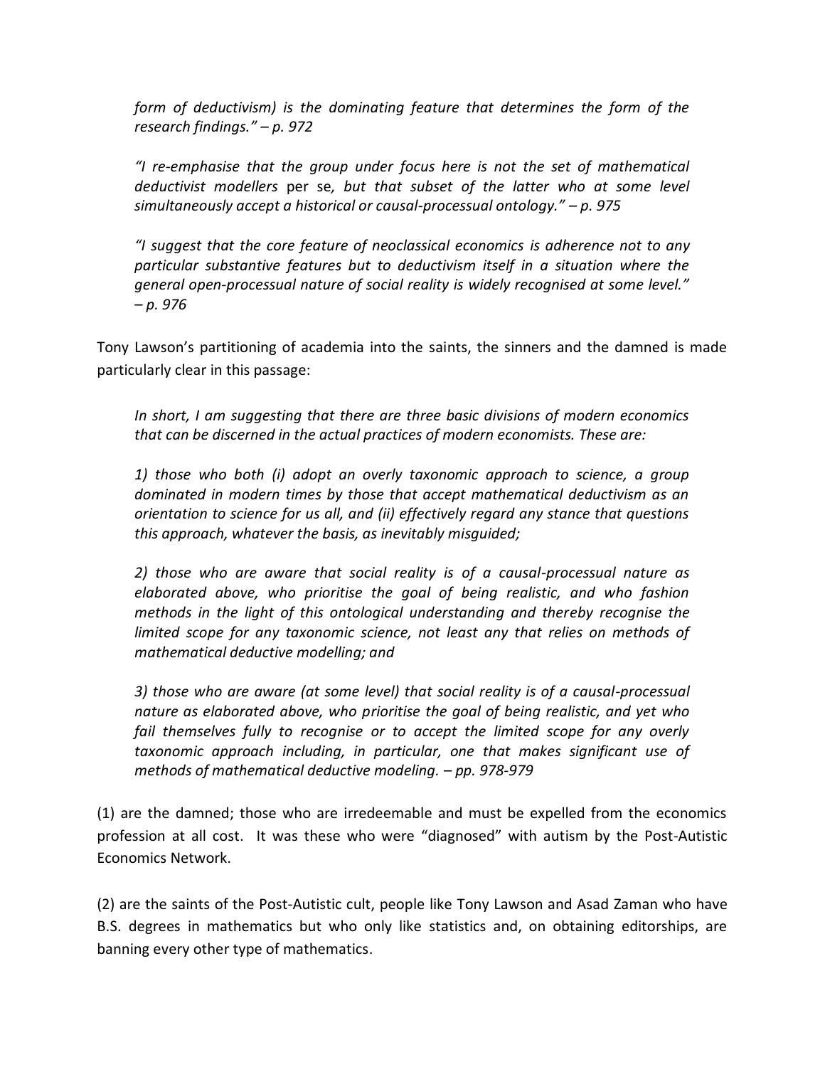*form of deductivism) is the dominating feature that determines the form of the research findings." – p. 972*

*"I re-emphasise that the group under focus here is not the set of mathematical deductivist modellers* per se*, but that subset of the latter who at some level simultaneously accept a historical or causal-processual ontology." – p. 975*

*"I suggest that the core feature of neoclassical economics is adherence not to any particular substantive features but to deductivism itself in a situation where the general open-processual nature of social reality is widely recognised at some level." – p. 976*

Tony Lawson's partitioning of academia into the saints, the sinners and the damned is made particularly clear in this passage:

> *In short, I am suggesting that there are three basic divisions of modern economics that can be discerned in the actual practices of modern economists. These are:*
>
> *1) those who both (i) adopt an overly taxonomic approach to science, a group dominated in modern times by those that accept mathematical deductivism as an orientation to science for us all, and (ii) effectively regard any stance that questions this approach, whatever the basis, as inevitably misguided;*
>
> *2) those who are aware that social reality is of a causal-processual nature as elaborated above, who prioritise the goal of being realistic, and who fashion methods in the light of this ontological understanding and thereby recognise the limited scope for any taxonomic science, not least any that relies on methods of mathematical deductive modelling; and*
>
> *3) those who are aware (at some level) that social reality is of a causal-processual nature as elaborated above, who prioritise the goal of being realistic, and yet who fail themselves fully to recognise or to accept the limited scope for any overly taxonomic approach including, in particular, one that makes significant use of methods of mathematical deductive modeling. – pp. 978-979*

(1) are the damned; those who are irredeemable and must be expelled from the economics profession at all cost. It was these who were "diagnosed" with autism by the Post-Autistic Economics Network.

(2) are the saints of the Post-Autistic cult, people like Tony Lawson and Asad Zaman who have B.S. degrees in mathematics but who only like statistics and, on obtaining editorships, are banning every other type of mathematics.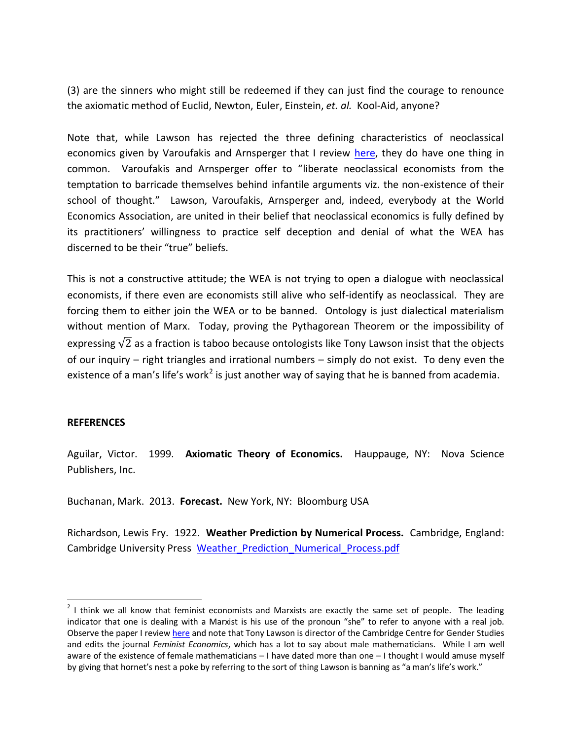(3) are the sinners who might still be redeemed if they can just find the courage to renounce the axiomatic method of Euclid, Newton, Euler, Einstein, *et. al.* Kool-Aid, anyone?

Note that, while Lawson has rejected the three defining characteristics of neoclassical economics given by Varoufakis and Arnsperger that I review here, they do have one thing in common. Varoufakis and Arnsperger offer to "liberate neoclassical economists from the temptation to barricade themselves behind infantile arguments viz. the non-existence of their school of thought." Lawson, Varoufakis, Arnsperger and, indeed, everybody at the World Economics Association, are united in their belief that neoclassical economics is fully defined by its practitioners' willingness to practice self deception and denial of what the WEA has discerned to be their "true" beliefs.

This is not a constructive attitude; the WEA is not trying to open a dialogue with neoclassical economists, if there even are economists still alive who self-identify as neoclassical. They are forcing them to either join the WEA or to be banned. Ontology is just dialectical materialism without mention of Marx. Today, proving the Pythagorean Theorem or the impossibility of expressing $\sqrt{2}$ as a fraction is taboo because ontologists like Tony Lawson insist that the objects of our inquiry – right triangles and irrational numbers – simply do not exist. To deny even the existence of a man's life's work[2] is just another way of saying that he is banned from academia.

**REFERENCES**

Aguilar, Victor. 1999. **Axiomatic Theory of Economics.** Hauppauge, NY: Nova Science Publishers, Inc.

Buchanan, Mark. 2013. **Forecast.** New York, NY: Bloomburg USA

Richardson, Lewis Fry. 1922. **Weather Prediction by Numerical Process.** Cambridge, England: Cambridge University Press Weather_Prediction_Numerical_Process.pdf

---

[2] I think we all know that feminist economists and Marxists are exactly the same set of people. The leading indicator that one is dealing with a Marxist is his use of the pronoun "she" to refer to anyone with a real job. Observe the paper I review here and note that Tony Lawson is director of the Cambridge Centre for Gender Studies and edits the journal *Feminist Economics*, which has a lot to say about male mathematicians. While I am well aware of the existence of female mathematicians – I have dated more than one – I thought I would amuse myself by giving that hornet's nest a poke by referring to the sort of thing Lawson is banning as "a man's life's work."